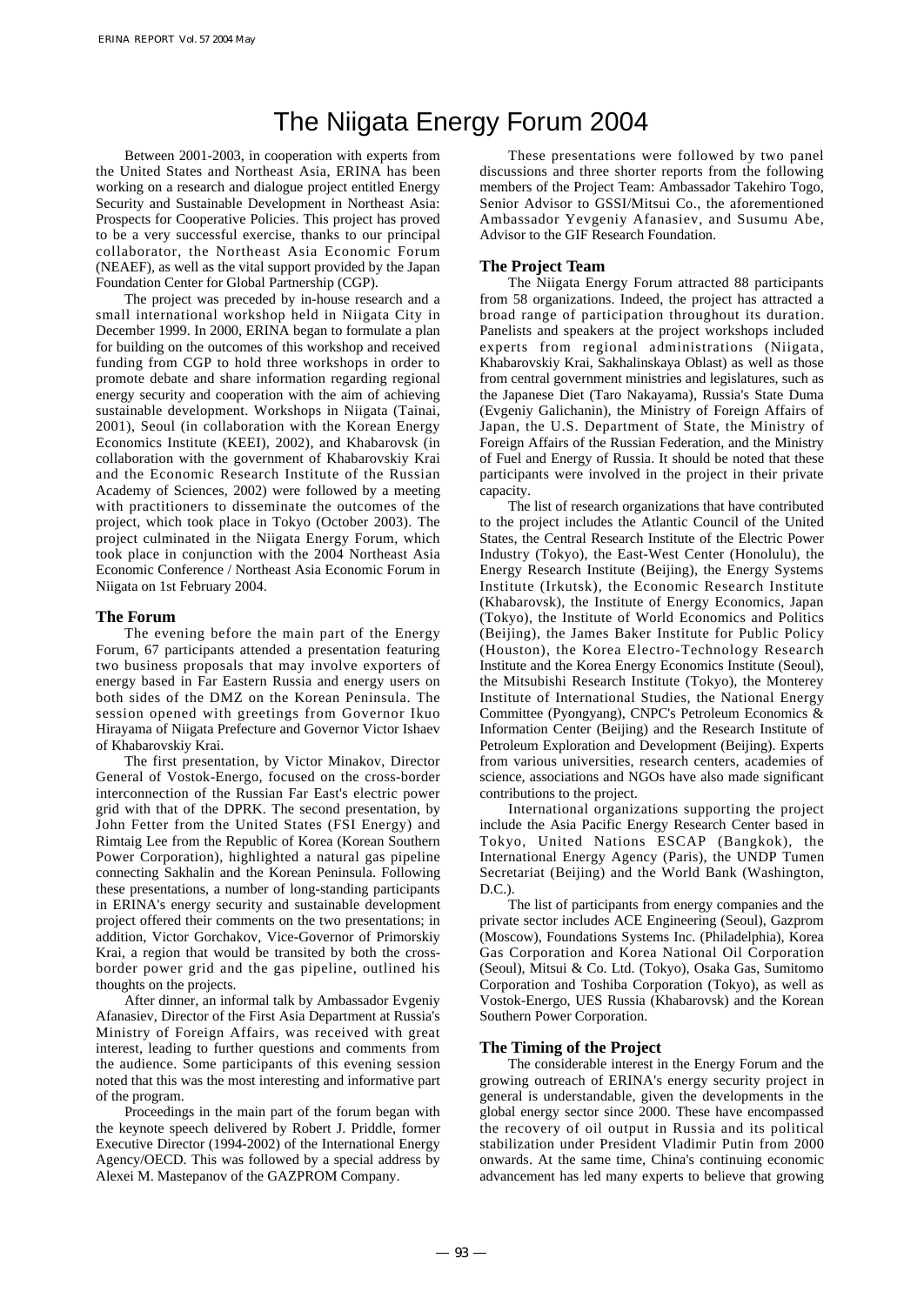# The Niigata Energy Forum 2004

Between 2001-2003, in cooperation with experts from the United States and Northeast Asia, ERINA has been working on a research and dialogue project entitled Energy Security and Sustainable Development in Northeast Asia: Prospects for Cooperative Policies. This project has proved to be a very successful exercise, thanks to our principal collaborator, the Northeast Asia Economic Forum (NEAEF), as well as the vital support provided by the Japan Foundation Center for Global Partnership (CGP).

The project was preceded by in-house research and a small international workshop held in Niigata City in December 1999. In 2000, ERINA began to formulate a plan for building on the outcomes of this workshop and received funding from CGP to hold three workshops in order to promote debate and share information regarding regional energy security and cooperation with the aim of achieving sustainable development. Workshops in Niigata (Tainai, 2001), Seoul (in collaboration with the Korean Energy Economics Institute (KEEI), 2002), and Khabarovsk (in collaboration with the government of Khabarovskiy Krai and the Economic Research Institute of the Russian Academy of Sciences, 2002) were followed by a meeting with practitioners to disseminate the outcomes of the project, which took place in Tokyo (October 2003). The project culminated in the Niigata Energy Forum, which took place in conjunction with the 2004 Northeast Asia Economic Conference / Northeast Asia Economic Forum in Niigata on 1st February 2004.

## The Forum

The evening before the main part of the Energy Forum, 67 participants attended a presentation featuring two business proposals that may involve exporters of energy based in Far Eastern Russia and energy users on both sides of the DMZ on the Korean Peninsula. The session opened with greetings from Governor Ikuo Hirayama of Niigata Prefecture and Governor Victor Ishaev of Khabarovskiy Krai.

The first presentation, by Victor Minakov, Director General of Vostok-Energo, focused on the cross-border interconnection of the Russian Far East's electric power grid with that of the DPRK. The second presentation, by John Fetter from the United States (FSI Energy) and Rimtaig Lee from the Republic of Korea (Korean Southern Power Corporation), highlighted a natural gas pipeline connecting Sakhalin and the Korean Peninsula. Following these presentations, a number of long-standing participants in ERINA's energy security and sustainable development project offered their comments on the two presentations; in addition, Victor Gorchakov, Vice-Governor of Primorskiy Krai, a region that would be transited by both the cross-border power grid and the gas pipeline, outlined his thoughts on the projects.

After dinner, an informal talk by Ambassador Evgeniy Afanasiev, Director of the First Asia Department at Russia's Ministry of Foreign Affairs, was received with great interest, leading to further questions and comments from the audience. Some participants of this evening session noted that this was the most interesting and informative part of the program.

Proceedings in the main part of the forum began with the keynote speech delivered by Robert J. Priddle, former Executive Director (1994-2002) of the International Energy Agency/OECD. This was followed by a special address by Alexei M. Mastepanov of the GAZPROM Company.

These presentations were followed by two panel discussions and three shorter reports from the following members of the Project Team: Ambassador Takehiro Togo, Senior Advisor to GSSI/Mitsui Co., the aforementioned Ambassador Yevgeniy Afanasiev, and Susumu Abe, Advisor to the GIF Research Foundation.

## The Project Team

The Niigata Energy Forum attracted 88 participants from 58 organizations. Indeed, the project has attracted a broad range of participation throughout its duration. Panelists and speakers at the project workshops included experts from regional administrations (Niigata, Khabarovskiy Krai, Sakhalinskaya Oblast) as well as those from central government ministries and legislatures, such as the Japanese Diet (Taro Nakayama), Russia's State Duma (Evgeniy Galichanin), the Ministry of Foreign Affairs of Japan, the U.S. Department of State, the Ministry of Foreign Affairs of the Russian Federation, and the Ministry of Fuel and Energy of Russia. It should be noted that these participants were involved in the project in their private capacity.

The list of research organizations that have contributed to the project includes the Atlantic Council of the United States, the Central Research Institute of the Electric Power Industry (Tokyo), the East-West Center (Honolulu), the Energy Research Institute (Beijing), the Energy Systems Institute (Irkutsk), the Economic Research Institute (Khabarovsk), the Institute of Energy Economics, Japan (Tokyo), the Institute of World Economics and Politics (Beijing), the James Baker Institute for Public Policy (Houston), the Korea Electro-Technology Research Institute and the Korea Energy Economics Institute (Seoul), the Mitsubishi Research Institute (Tokyo), the Monterey Institute of International Studies, the National Energy Committee (Pyongyang), CNPC's Petroleum Economics & Information Center (Beijing) and the Research Institute of Petroleum Exploration and Development (Beijing). Experts from various universities, research centers, academies of science, associations and NGOs have also made significant contributions to the project.

International organizations supporting the project include the Asia Pacific Energy Research Center based in Tokyo, United Nations ESCAP (Bangkok), the International Energy Agency (Paris), the UNDP Tumen Secretariat (Beijing) and the World Bank (Washington, D.C.).

The list of participants from energy companies and the private sector includes ACE Engineering (Seoul), Gazprom (Moscow), Foundations Systems Inc. (Philadelphia), Korea Gas Corporation and Korea National Oil Corporation (Seoul), Mitsui & Co. Ltd. (Tokyo), Osaka Gas, Sumitomo Corporation and Toshiba Corporation (Tokyo), as well as Vostok-Energo, UES Russia (Khabarovsk) and the Korean Southern Power Corporation.

## The Timing of the Project

The considerable interest in the Energy Forum and the growing outreach of ERINA's energy security project in general is understandable, given the developments in the global energy sector since 2000. These have encompassed the recovery of oil output in Russia and its political stabilization under President Vladimir Putin from 2000 onwards. At the same time, China's continuing economic advancement has led many experts to believe that growing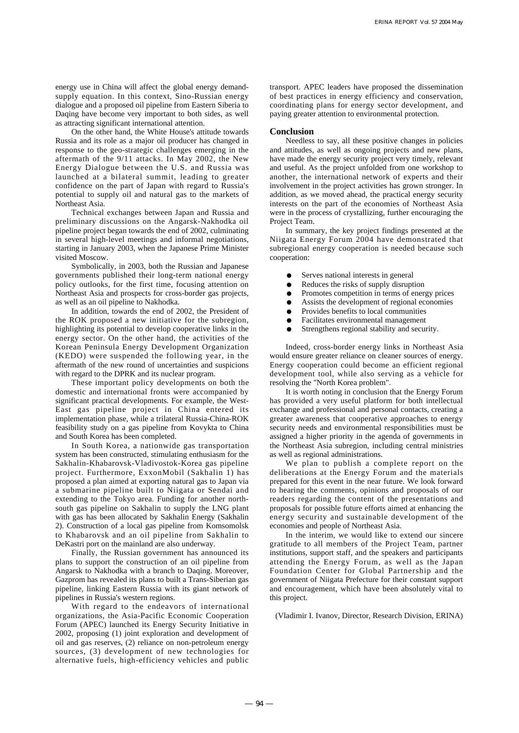energy use in China will affect the global energy demand-supply equation. In this context, Sino-Russian energy dialogue and a proposed oil pipeline from Eastern Siberia to Daqing have become very important to both sides, as well as attracting significant international attention.

On the other hand, the White House's attitude towards Russia and its role as a major oil producer has changed in response to the geo-strategic challenges emerging in the aftermath of the 9/11 attacks. In May 2002, the New Energy Dialogue between the U.S. and Russia was launched at a bilateral summit, leading to greater confidence on the part of Japan with regard to Russia's potential to supply oil and natural gas to the markets of Northeast Asia.

Technical exchanges between Japan and Russia and preliminary discussions on the Angarsk-Nakhodka oil pipeline project began towards the end of 2002, culminating in several high-level meetings and informal negotiations, starting in January 2003, when the Japanese Prime Minister visited Moscow.

Symbolically, in 2003, both the Russian and Japanese governments published their long-term national energy policy outlooks, for the first time, focusing attention on Northeast Asia and prospects for cross-border gas projects, as well as an oil pipeline to Nakhodka.

In addition, towards the end of 2002, the President of the ROK proposed a new initiative for the subregion, highlighting its potential to develop cooperative links in the energy sector. On the other hand, the activities of the Korean Peninsula Energy Development Organization (KEDO) were suspended the following year, in the aftermath of the new round of uncertainties and suspicions with regard to the DPRK and its nuclear program.

These important policy developments on both the domestic and international fronts were accompanied by significant practical developments. For example, the West-East gas pipeline project in China entered its implementation phase, while a trilateral Russia-China-ROK feasibility study on a gas pipeline from Kovykta to China and South Korea has been completed.

In South Korea, a nationwide gas transportation system has been constructed, stimulating enthusiasm for the Sakhalin-Khabarovsk-Vladivostok-Korea gas pipeline project. Furthermore, ExxonMobil (Sakhalin 1) has proposed a plan aimed at exporting natural gas to Japan via a submarine pipeline built to Niigata or Sendai and extending to the Tokyo area. Funding for another north-south gas pipeline on Sakhalin to supply the LNG plant with gas has been allocated by Sakhalin Energy (Sakhalin 2). Construction of a local gas pipeline from Komsomolsk to Khabarovsk and an oil pipeline from Sakhalin to DeKastri port on the mainland are also underway.

Finally, the Russian government has announced its plans to support the construction of an oil pipeline from Angarsk to Nakhodka with a branch to Daqing. Moreover, Gazprom has revealed its plans to built a Trans-Siberian gas pipeline, linking Eastern Russia with its giant network of pipelines in Russia's western regions.

With regard to the endeavors of international organizations, the Asia-Pacific Economic Cooperation Forum (APEC) launched its Energy Security Initiative in 2002, proposing (1) joint exploration and development of oil and gas reserves, (2) reliance on non-petroleum energy sources, (3) development of new technologies for alternative fuels, high-efficiency vehicles and public transport. APEC leaders have proposed the dissemination of best practices in energy efficiency and conservation, coordinating plans for energy sector development, and paying greater attention to environmental protection.

## Conclusion

Needless to say, all these positive changes in policies and attitudes, as well as ongoing projects and new plans, have made the energy security project very timely, relevant and useful. As the project unfolded from one workshop to another, the international network of experts and their involvement in the project activities has grown stronger. In addition, as we moved ahead, the practical energy security interests on the part of the economies of Northeast Asia were in the process of crystallizing, further encouraging the Project Team.

In summary, the key project findings presented at the Niigata Energy Forum 2004 have demonstrated that subregional energy cooperation is needed because such cooperation:

- Serves national interests in general
- Reduces the risks of supply disruption
- Promotes competition in terms of energy prices
- Assists the development of regional economies
- Provides benefits to local communities
- Facilitates environmental management
- Strengthens regional stability and security.

Indeed, cross-border energy links in Northeast Asia would ensure greater reliance on cleaner sources of energy. Energy cooperation could become an efficient regional development tool, while also serving as a vehicle for resolving the "North Korea problem".

It is worth noting in conclusion that the Energy Forum has provided a very useful platform for both intellectual exchange and professional and personal contacts, creating a greater awareness that cooperative approaches to energy security needs and environmental responsibilities must be assigned a higher priority in the agenda of governments in the Northeast Asia subregion, including central ministries as well as regional administrations.

We plan to publish a complete report on the deliberations at the Energy Forum and the materials prepared for this event in the near future. We look forward to hearing the comments, opinions and proposals of our readers regarding the content of the presentations and proposals for possible future efforts aimed at enhancing the energy security and sustainable development of the economies and people of Northeast Asia.

In the interim, we would like to extend our sincere gratitude to all members of the Project Team, partner institutions, support staff, and the speakers and participants attending the Energy Forum, as well as the Japan Foundation Center for Global Partnership and the government of Niigata Prefecture for their constant support and encouragement, which have been absolutely vital to this project.

(Vladimir I. Ivanov, Director, Research Division, ERINA)